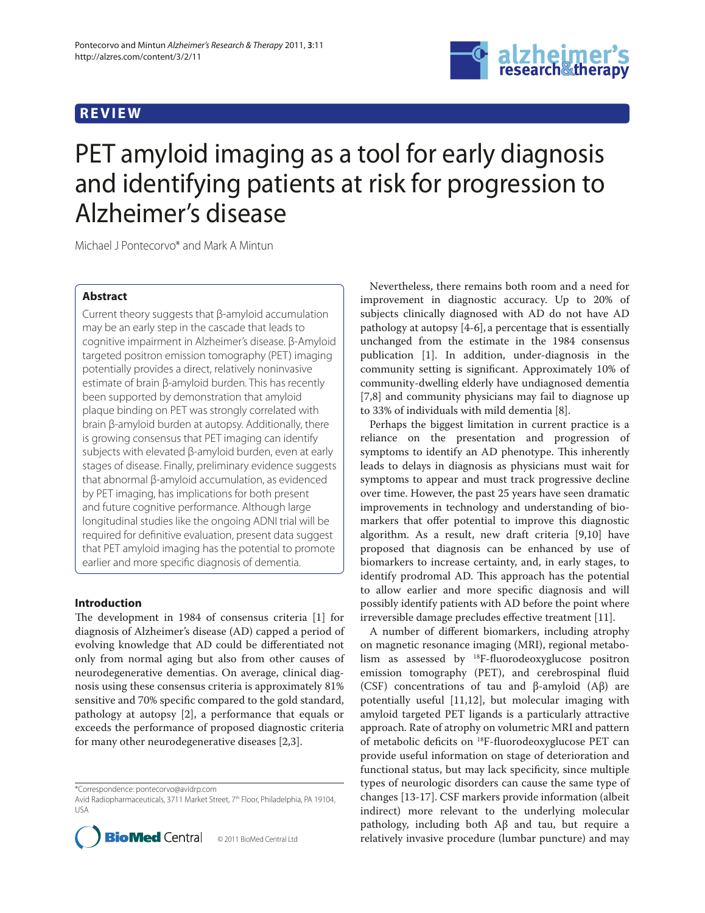REVIEW

# PET amyloid imaging as a tool for early diagnosis and identifying patients at risk for progression to Alzheimer's disease

Michael J Pontecorvo* and Mark A Mintun

## Abstract

Current theory suggests that β-amyloid accumulation may be an early step in the cascade that leads to cognitive impairment in Alzheimer's disease. β-Amyloid targeted positron emission tomography (PET) imaging potentially provides a direct, relatively noninvasive estimate of brain β-amyloid burden. This has recently been supported by demonstration that amyloid plaque binding on PET was strongly correlated with brain β-amyloid burden at autopsy. Additionally, there is growing consensus that PET imaging can identify subjects with elevated β-amyloid burden, even at early stages of disease. Finally, preliminary evidence suggests that abnormal β-amyloid accumulation, as evidenced by PET imaging, has implications for both present and future cognitive performance. Although large longitudinal studies like the ongoing ADNI trial will be required for definitive evaluation, present data suggest that PET amyloid imaging has the potential to promote earlier and more specific diagnosis of dementia.

## Introduction

The development in 1984 of consensus criteria [1] for diagnosis of Alzheimer's disease (AD) capped a period of evolving knowledge that AD could be differentiated not only from normal aging but also from other causes of neurodegenerative dementias. On average, clinical diagnosis using these consensus criteria is approximately 81% sensitive and 70% specific compared to the gold standard, pathology at autopsy [2], a performance that equals or exceeds the performance of proposed diagnostic criteria for many other neurodegenerative diseases [2,3].

Nevertheless, there remains both room and a need for improvement in diagnostic accuracy. Up to 20% of subjects clinically diagnosed with AD do not have AD pathology at autopsy [4-6], a percentage that is essentially unchanged from the estimate in the 1984 consensus publication [1]. In addition, under-diagnosis in the community setting is significant. Approximately 10% of community-dwelling elderly have undiagnosed dementia [7,8] and community physicians may fail to diagnose up to 33% of individuals with mild dementia [8].

Perhaps the biggest limitation in current practice is a reliance on the presentation and progression of symptoms to identify an AD phenotype. This inherently leads to delays in diagnosis as physicians must wait for symptoms to appear and must track progressive decline over time. However, the past 25 years have seen dramatic improvements in technology and understanding of biomarkers that offer potential to improve this diagnostic algorithm. As a result, new draft criteria [9,10] have proposed that diagnosis can be enhanced by use of biomarkers to increase certainty, and, in early stages, to identify prodromal AD. This approach has the potential to allow earlier and more specific diagnosis and will possibly identify patients with AD before the point where irreversible damage precludes effective treatment [11].

A number of different biomarkers, including atrophy on magnetic resonance imaging (MRI), regional metabolism as assessed by $^{18}$F-fluorodeoxyglucose positron emission tomography (PET), and cerebrospinal fluid (CSF) concentrations of tau and β-amyloid (Aβ) are potentially useful [11,12], but molecular imaging with amyloid targeted PET ligands is a particularly attractive approach. Rate of atrophy on volumetric MRI and pattern of metabolic deficits on $^{18}$F-fluorodeoxyglucose PET can provide useful information on stage of deterioration and functional status, but may lack specificity, since multiple types of neurologic disorders can cause the same type of changes [13-17]. CSF markers provide information (albeit indirect) more relevant to the underlying molecular pathology, including both Aβ and tau, but require a relatively invasive procedure (lumbar puncture) and may

*Correspondence: pontecorvo@avidrp.com
Avid Radiopharmaceuticals, 3711 Market Street, 7th Floor, Philadelphia, PA 19104, USA

© 2011 BioMed Central Ltd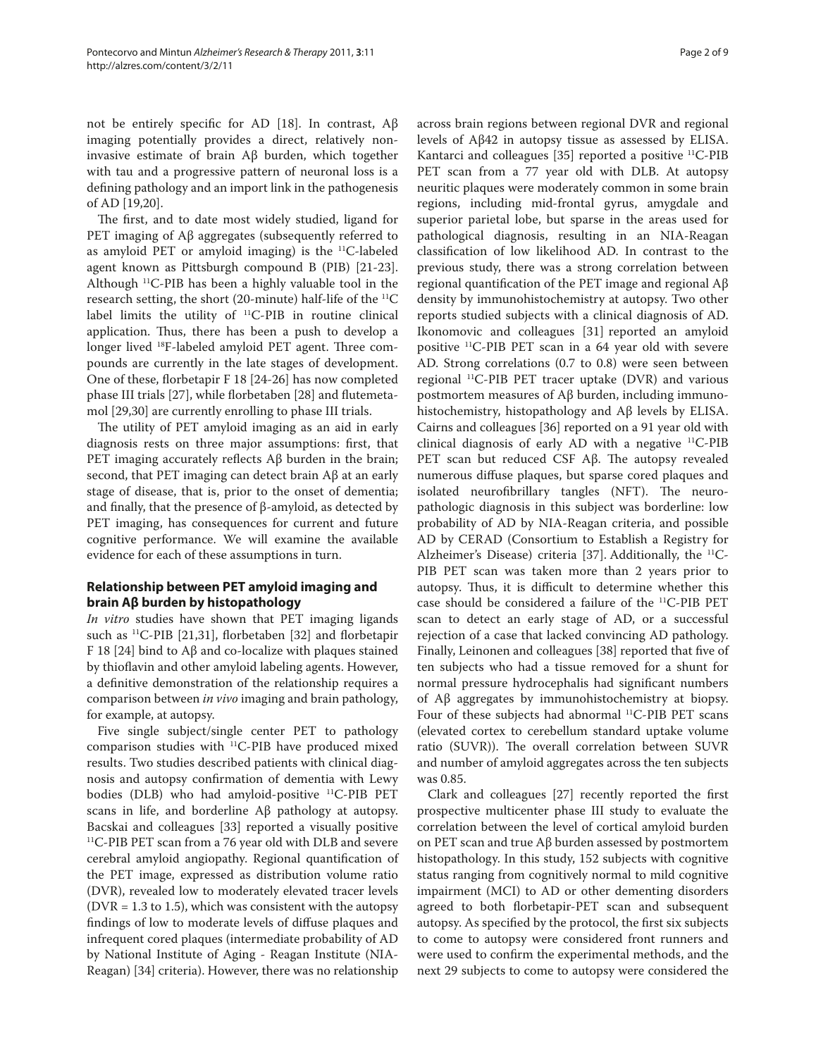not be entirely specific for AD [18]. In contrast, Aβ imaging potentially provides a direct, relatively non-invasive estimate of brain Aβ burden, which together with tau and a progressive pattern of neuronal loss is a defining pathology and an import link in the pathogenesis of AD [19,20].

The first, and to date most widely studied, ligand for PET imaging of Aβ aggregates (subsequently referred to as amyloid PET or amyloid imaging) is the $^{11}$C-labeled agent known as Pittsburgh compound B (PIB) [21-23]. Although $^{11}$C-PIB has been a highly valuable tool in the research setting, the short (20-minute) half-life of the $^{11}$C label limits the utility of $^{11}$C-PIB in routine clinical application. Thus, there has been a push to develop a longer lived $^{18}$F-labeled amyloid PET agent. Three compounds are currently in the late stages of development. One of these, florbetapir F 18 [24-26] has now completed phase III trials [27], while florbetaben [28] and flutemetamol [29,30] are currently enrolling to phase III trials.

The utility of PET amyloid imaging as an aid in early diagnosis rests on three major assumptions: first, that PET imaging accurately reflects Aβ burden in the brain; second, that PET imaging can detect brain Aβ at an early stage of disease, that is, prior to the onset of dementia; and finally, that the presence of β-amyloid, as detected by PET imaging, has consequences for current and future cognitive performance. We will examine the available evidence for each of these assumptions in turn.

## Relationship between PET amyloid imaging and brain Aβ burden by histopathology

*In vitro* studies have shown that PET imaging ligands such as $^{11}$C-PIB [21,31], florbetaben [32] and florbetapir F 18 [24] bind to Aβ and co-localize with plaques stained by thioflavin and other amyloid labeling agents. However, a definitive demonstration of the relationship requires a comparison between *in vivo* imaging and brain pathology, for example, at autopsy.

Five single subject/single center PET to pathology comparison studies with $^{11}$C-PIB have produced mixed results. Two studies described patients with clinical diagnosis and autopsy confirmation of dementia with Lewy bodies (DLB) who had amyloid-positive $^{11}$C-PIB PET scans in life, and borderline Aβ pathology at autopsy. Bacskai and colleagues [33] reported a visually positive $^{11}$C-PIB PET scan from a 76 year old with DLB and severe cerebral amyloid angiopathy. Regional quantification of the PET image, expressed as distribution volume ratio (DVR), revealed low to moderately elevated tracer levels (DVR = 1.3 to 1.5), which was consistent with the autopsy findings of low to moderate levels of diffuse plaques and infrequent cored plaques (intermediate probability of AD by National Institute of Aging - Reagan Institute (NIA-Reagan) [34] criteria). However, there was no relationship across brain regions between regional DVR and regional levels of Aβ42 in autopsy tissue as assessed by ELISA. Kantarci and colleagues [35] reported a positive $^{11}$C-PIB PET scan from a 77 year old with DLB. At autopsy neuritic plaques were moderately common in some brain regions, including mid-frontal gyrus, amygdale and superior parietal lobe, but sparse in the areas used for pathological diagnosis, resulting in an NIA-Reagan classification of low likelihood AD. In contrast to the previous study, there was a strong correlation between regional quantification of the PET image and regional Aβ density by immunohistochemistry at autopsy. Two other reports studied subjects with a clinical diagnosis of AD. Ikonomovic and colleagues [31] reported an amyloid positive $^{11}$C-PIB PET scan in a 64 year old with severe AD. Strong correlations (0.7 to 0.8) were seen between regional $^{11}$C-PIB PET tracer uptake (DVR) and various postmortem measures of Aβ burden, including immunohistochemistry, histopathology and Aβ levels by ELISA. Cairns and colleagues [36] reported on a 91 year old with clinical diagnosis of early AD with a negative $^{11}$C-PIB PET scan but reduced CSF Aβ. The autopsy revealed numerous diffuse plaques, but sparse cored plaques and isolated neurofibrillary tangles (NFT). The neuropathologic diagnosis in this subject was borderline: low probability of AD by NIA-Reagan criteria, and possible AD by CERAD (Consortium to Establish a Registry for Alzheimer's Disease) criteria [37]. Additionally, the $^{11}$C-PIB PET scan was taken more than 2 years prior to autopsy. Thus, it is difficult to determine whether this case should be considered a failure of the $^{11}$C-PIB PET scan to detect an early stage of AD, or a successful rejection of a case that lacked convincing AD pathology. Finally, Leinonen and colleagues [38] reported that five of ten subjects who had a tissue removed for a shunt for normal pressure hydrocephalis had significant numbers of Aβ aggregates by immunohistochemistry at biopsy. Four of these subjects had abnormal $^{11}$C-PIB PET scans (elevated cortex to cerebellum standard uptake volume ratio (SUVR)). The overall correlation between SUVR and number of amyloid aggregates across the ten subjects was 0.85.

Clark and colleagues [27] recently reported the first prospective multicenter phase III study to evaluate the correlation between the level of cortical amyloid burden on PET scan and true Aβ burden assessed by postmortem histopathology. In this study, 152 subjects with cognitive status ranging from cognitively normal to mild cognitive impairment (MCI) to AD or other dementing disorders agreed to both florbetapir-PET scan and subsequent autopsy. As specified by the protocol, the first six subjects to come to autopsy were considered front runners and were used to confirm the experimental methods, and the next 29 subjects to come to autopsy were considered the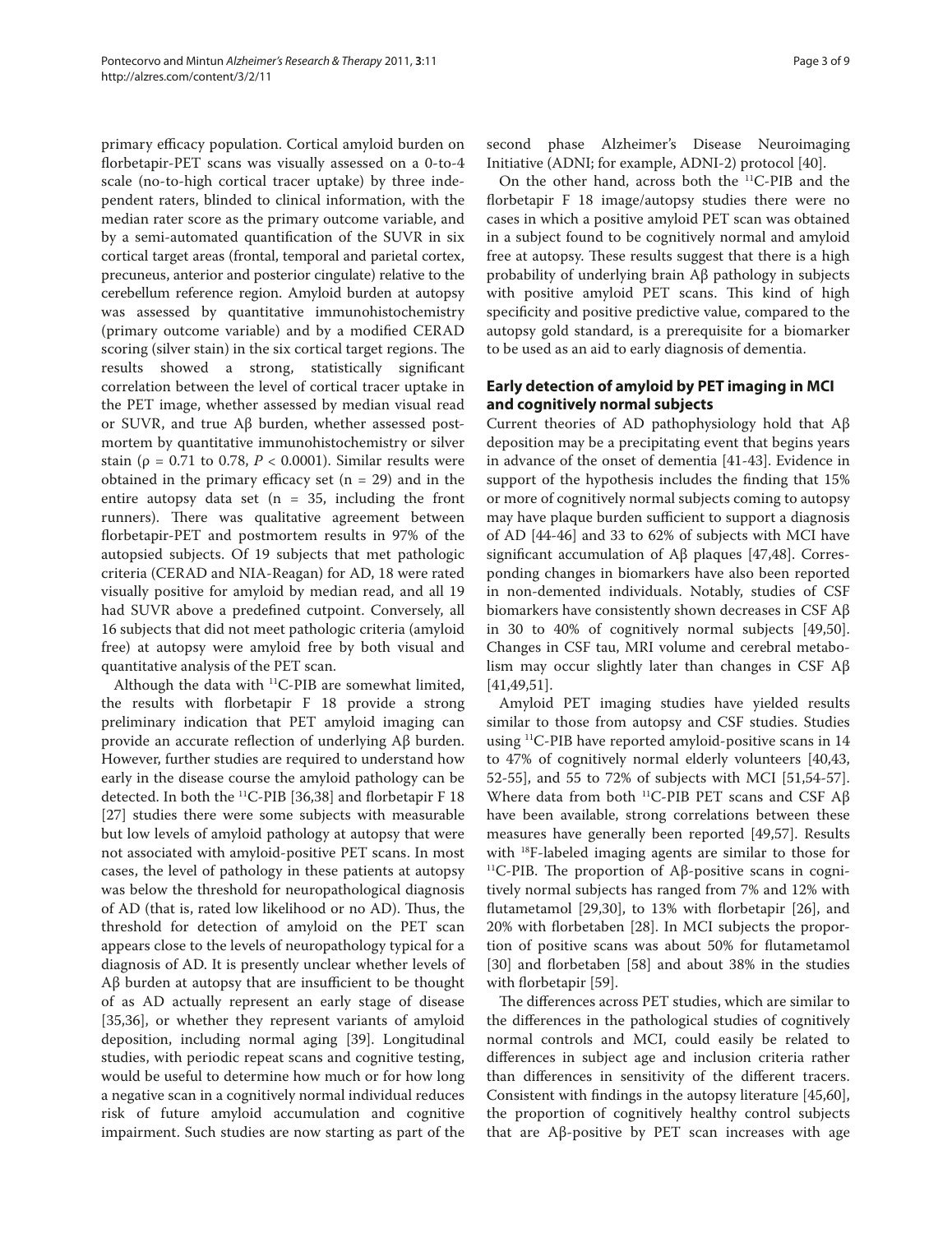primary efficacy population. Cortical amyloid burden on florbetapir-PET scans was visually assessed on a 0-to-4 scale (no-to-high cortical tracer uptake) by three independent raters, blinded to clinical information, with the median rater score as the primary outcome variable, and by a semi-automated quantification of the SUVR in six cortical target areas (frontal, temporal and parietal cortex, precuneus, anterior and posterior cingulate) relative to the cerebellum reference region. Amyloid burden at autopsy was assessed by quantitative immunohistochemistry (primary outcome variable) and by a modified CERAD scoring (silver stain) in the six cortical target regions. The results showed a strong, statistically significant correlation between the level of cortical tracer uptake in the PET image, whether assessed by median visual read or SUVR, and true Aβ burden, whether assessed postmortem by quantitative immunohistochemistry or silver stain (ρ = 0.71 to 0.78, $P < 0.0001$). Similar results were obtained in the primary efficacy set (n = 29) and in the entire autopsy data set (n = 35, including the front runners). There was qualitative agreement between florbetapir-PET and postmortem results in 97% of the autopsied subjects. Of 19 subjects that met pathologic criteria (CERAD and NIA-Reagan) for AD, 18 were rated visually positive for amyloid by median read, and all 19 had SUVR above a predefined cutpoint. Conversely, all 16 subjects that did not meet pathologic criteria (amyloid free) at autopsy were amyloid free by both visual and quantitative analysis of the PET scan.

Although the data with $^{11}$C-PIB are somewhat limited, the results with florbetapir F 18 provide a strong preliminary indication that PET amyloid imaging can provide an accurate reflection of underlying Aβ burden. However, further studies are required to understand how early in the disease course the amyloid pathology can be detected. In both the $^{11}$C-PIB [36,38] and florbetapir F 18 [27] studies there were some subjects with measurable but low levels of amyloid pathology at autopsy that were not associated with amyloid-positive PET scans. In most cases, the level of pathology in these patients at autopsy was below the threshold for neuropathological diagnosis of AD (that is, rated low likelihood or no AD). Thus, the threshold for detection of amyloid on the PET scan appears close to the levels of neuropathology typical for a diagnosis of AD. It is presently unclear whether levels of Aβ burden at autopsy that are insufficient to be thought of as AD actually represent an early stage of disease [35,36], or whether they represent variants of amyloid deposition, including normal aging [39]. Longitudinal studies, with periodic repeat scans and cognitive testing, would be useful to determine how much or for how long a negative scan in a cognitively normal individual reduces risk of future amyloid accumulation and cognitive impairment. Such studies are now starting as part of the second phase Alzheimer's Disease Neuroimaging Initiative (ADNI; for example, ADNI-2) protocol [40].

On the other hand, across both the $^{11}$C-PIB and the florbetapir F 18 image/autopsy studies there were no cases in which a positive amyloid PET scan was obtained in a subject found to be cognitively normal and amyloid free at autopsy. These results suggest that there is a high probability of underlying brain Aβ pathology in subjects with positive amyloid PET scans. This kind of high specificity and positive predictive value, compared to the autopsy gold standard, is a prerequisite for a biomarker to be used as an aid to early diagnosis of dementia.

## Early detection of amyloid by PET imaging in MCI and cognitively normal subjects

Current theories of AD pathophysiology hold that Aβ deposition may be a precipitating event that begins years in advance of the onset of dementia [41-43]. Evidence in support of the hypothesis includes the finding that 15% or more of cognitively normal subjects coming to autopsy may have plaque burden sufficient to support a diagnosis of AD [44-46] and 33 to 62% of subjects with MCI have significant accumulation of Aβ plaques [47,48]. Corresponding changes in biomarkers have also been reported in non-demented individuals. Notably, studies of CSF biomarkers have consistently shown decreases in CSF Aβ in 30 to 40% of cognitively normal subjects [49,50]. Changes in CSF tau, MRI volume and cerebral metabolism may occur slightly later than changes in CSF Aβ [41,49,51].

Amyloid PET imaging studies have yielded results similar to those from autopsy and CSF studies. Studies using $^{11}$C-PIB have reported amyloid-positive scans in 14 to 47% of cognitively normal elderly volunteers [40,43, 52-55], and 55 to 72% of subjects with MCI [51,54-57]. Where data from both $^{11}$C-PIB PET scans and CSF Aβ have been available, strong correlations between these measures have generally been reported [49,57]. Results with $^{18}$F-labeled imaging agents are similar to those for $^{11}$C-PIB. The proportion of Aβ-positive scans in cognitively normal subjects has ranged from 7% and 12% with flutametamol [29,30], to 13% with florbetapir [26], and 20% with florbetaben [28]. In MCI subjects the proportion of positive scans was about 50% for flutametamol [30] and florbetaben [58] and about 38% in the studies with florbetapir [59].

The differences across PET studies, which are similar to the differences in the pathological studies of cognitively normal controls and MCI, could easily be related to differences in subject age and inclusion criteria rather than differences in sensitivity of the different tracers. Consistent with findings in the autopsy literature [45,60], the proportion of cognitively healthy control subjects that are Aβ-positive by PET scan increases with age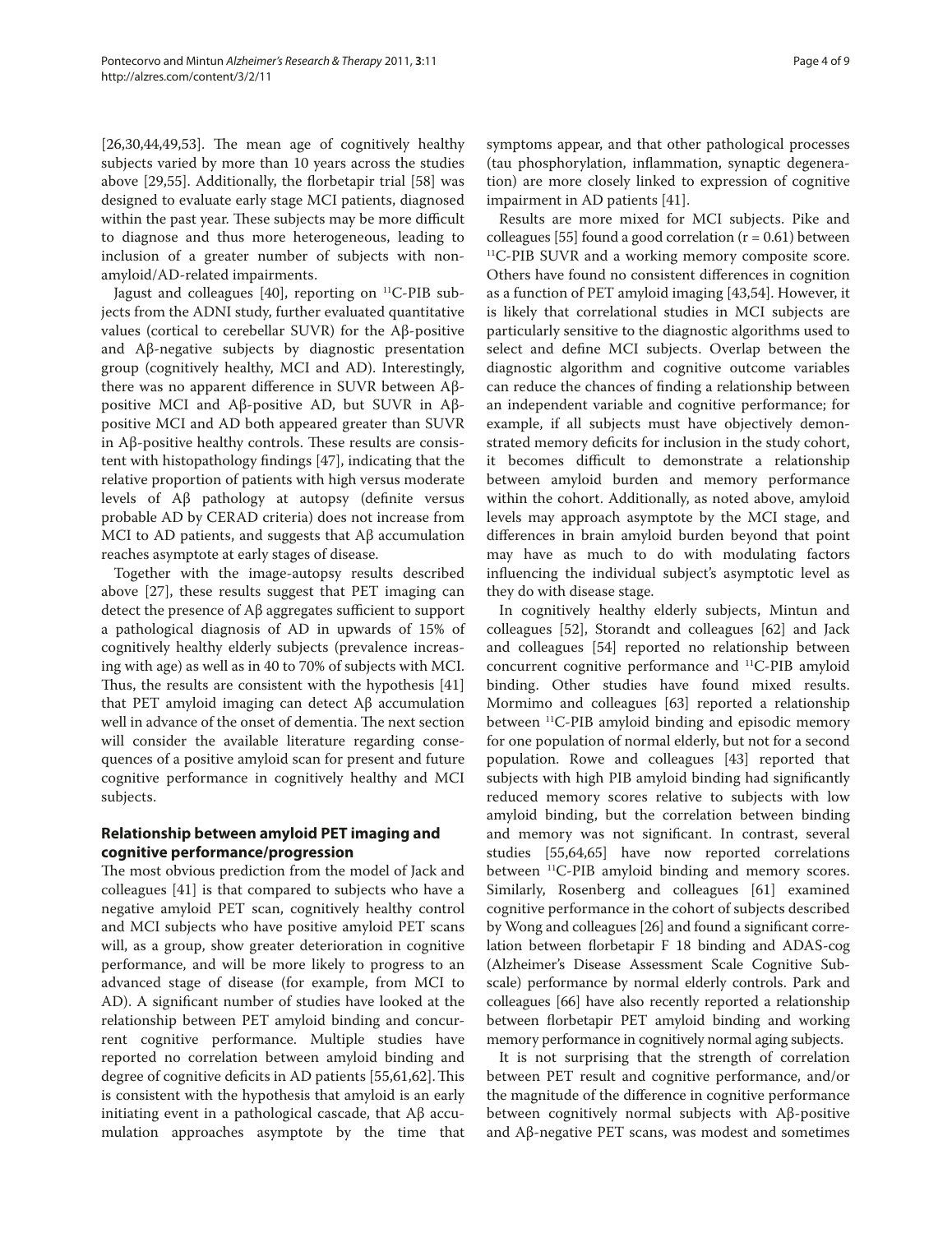[26,30,44,49,53]. The mean age of cognitively healthy subjects varied by more than 10 years across the studies above [29,55]. Additionally, the florbetapir trial [58] was designed to evaluate early stage MCI patients, diagnosed within the past year. These subjects may be more difficult to diagnose and thus more heterogeneous, leading to inclusion of a greater number of subjects with non-amyloid/AD-related impairments.

Jagust and colleagues [40], reporting on $^{11}$C-PIB subjects from the ADNI study, further evaluated quantitative values (cortical to cerebellar SUVR) for the Aβ-positive and Aβ-negative subjects by diagnostic presentation group (cognitively healthy, MCI and AD). Interestingly, there was no apparent difference in SUVR between Aβ-positive MCI and Aβ-positive AD, but SUVR in Aβ-positive MCI and AD both appeared greater than SUVR in Aβ-positive healthy controls. These results are consistent with histopathology findings [47], indicating that the relative proportion of patients with high versus moderate levels of Aβ pathology at autopsy (definite versus probable AD by CERAD criteria) does not increase from MCI to AD patients, and suggests that Aβ accumulation reaches asymptote at early stages of disease.

Together with the image-autopsy results described above [27], these results suggest that PET imaging can detect the presence of Aβ aggregates sufficient to support a pathological diagnosis of AD in upwards of 15% of cognitively healthy elderly subjects (prevalence increasing with age) as well as in 40 to 70% of subjects with MCI. Thus, the results are consistent with the hypothesis [41] that PET amyloid imaging can detect Aβ accumulation well in advance of the onset of dementia. The next section will consider the available literature regarding consequences of a positive amyloid scan for present and future cognitive performance in cognitively healthy and MCI subjects.

## Relationship between amyloid PET imaging and cognitive performance/progression

The most obvious prediction from the model of Jack and colleagues [41] is that compared to subjects who have a negative amyloid PET scan, cognitively healthy control and MCI subjects who have positive amyloid PET scans will, as a group, show greater deterioration in cognitive performance, and will be more likely to progress to an advanced stage of disease (for example, from MCI to AD). A significant number of studies have looked at the relationship between PET amyloid binding and concurrent cognitive performance. Multiple studies have reported no correlation between amyloid binding and degree of cognitive deficits in AD patients [55,61,62]. This is consistent with the hypothesis that amyloid is an early initiating event in a pathological cascade, that Aβ accumulation approaches asymptote by the time that symptoms appear, and that other pathological processes (tau phosphorylation, inflammation, synaptic degeneration) are more closely linked to expression of cognitive impairment in AD patients [41].

Results are more mixed for MCI subjects. Pike and colleagues [55] found a good correlation ($r = 0.61$) between $^{11}$C-PIB SUVR and a working memory composite score. Others have found no consistent differences in cognition as a function of PET amyloid imaging [43,54]. However, it is likely that correlational studies in MCI subjects are particularly sensitive to the diagnostic algorithms used to select and define MCI subjects. Overlap between the diagnostic algorithm and cognitive outcome variables can reduce the chances of finding a relationship between an independent variable and cognitive performance; for example, if all subjects must have objectively demonstrated memory deficits for inclusion in the study cohort, it becomes difficult to demonstrate a relationship between amyloid burden and memory performance within the cohort. Additionally, as noted above, amyloid levels may approach asymptote by the MCI stage, and differences in brain amyloid burden beyond that point may have as much to do with modulating factors influencing the individual subject's asymptotic level as they do with disease stage.

In cognitively healthy elderly subjects, Mintun and colleagues [52], Storandt and colleagues [62] and Jack and colleagues [54] reported no relationship between concurrent cognitive performance and $^{11}$C-PIB amyloid binding. Other studies have found mixed results. Mormimo and colleagues [63] reported a relationship between $^{11}$C-PIB amyloid binding and episodic memory for one population of normal elderly, but not for a second population. Rowe and colleagues [43] reported that subjects with high PIB amyloid binding had significantly reduced memory scores relative to subjects with low amyloid binding, but the correlation between binding and memory was not significant. In contrast, several studies [55,64,65] have now reported correlations between $^{11}$C-PIB amyloid binding and memory scores. Similarly, Rosenberg and colleagues [61] examined cognitive performance in the cohort of subjects described by Wong and colleagues [26] and found a significant correlation between florbetapir F 18 binding and ADAS-cog (Alzheimer's Disease Assessment Scale Cognitive Subscale) performance by normal elderly controls. Park and colleagues [66] have also recently reported a relationship between florbetapir PET amyloid binding and working memory performance in cognitively normal aging subjects.

It is not surprising that the strength of correlation between PET result and cognitive performance, and/or the magnitude of the difference in cognitive performance between cognitively normal subjects with Aβ-positive and Aβ-negative PET scans, was modest and sometimes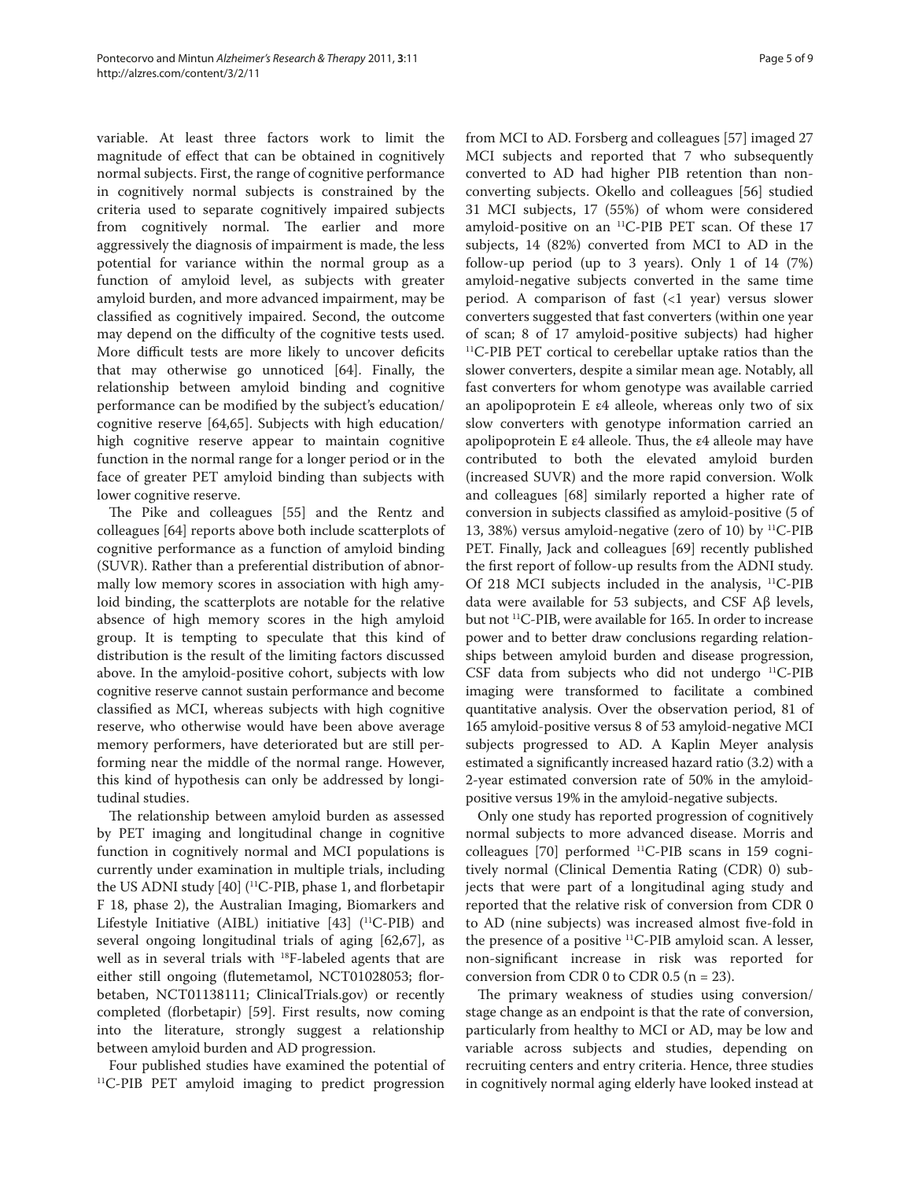variable. At least three factors work to limit the magnitude of effect that can be obtained in cognitively normal subjects. First, the range of cognitive performance in cognitively normal subjects is constrained by the criteria used to separate cognitively impaired subjects from cognitively normal. The earlier and more aggressively the diagnosis of impairment is made, the less potential for variance within the normal group as a function of amyloid level, as subjects with greater amyloid burden, and more advanced impairment, may be classified as cognitively impaired. Second, the outcome may depend on the difficulty of the cognitive tests used. More difficult tests are more likely to uncover deficits that may otherwise go unnoticed [64]. Finally, the relationship between amyloid binding and cognitive performance can be modified by the subject's education/cognitive reserve [64,65]. Subjects with high education/high cognitive reserve appear to maintain cognitive function in the normal range for a longer period or in the face of greater PET amyloid binding than subjects with lower cognitive reserve.

The Pike and colleagues [55] and the Rentz and colleagues [64] reports above both include scatterplots of cognitive performance as a function of amyloid binding (SUVR). Rather than a preferential distribution of abnormally low memory scores in association with high amyloid binding, the scatterplots are notable for the relative absence of high memory scores in the high amyloid group. It is tempting to speculate that this kind of distribution is the result of the limiting factors discussed above. In the amyloid-positive cohort, subjects with low cognitive reserve cannot sustain performance and become classified as MCI, whereas subjects with high cognitive reserve, who otherwise would have been above average memory performers, have deteriorated but are still performing near the middle of the normal range. However, this kind of hypothesis can only be addressed by longitudinal studies.

The relationship between amyloid burden as assessed by PET imaging and longitudinal change in cognitive function in cognitively normal and MCI populations is currently under examination in multiple trials, including the US ADNI study [40] ($^{11}$C-PIB, phase 1, and florbetapir F 18, phase 2), the Australian Imaging, Biomarkers and Lifestyle Initiative (AIBL) initiative [43] ($^{11}$C-PIB) and several ongoing longitudinal trials of aging [62,67], as well as in several trials with $^{18}$F-labeled agents that are either still ongoing (flutemetamol, NCT01028053; florbetaben, NCT01138111; ClinicalTrials.gov) or recently completed (florbetapir) [59]. First results, now coming into the literature, strongly suggest a relationship between amyloid burden and AD progression.

Four published studies have examined the potential of $^{11}$C-PIB PET amyloid imaging to predict progression from MCI to AD. Forsberg and colleagues [57] imaged 27 MCI subjects and reported that 7 who subsequently converted to AD had higher PIB retention than non-converting subjects. Okello and colleagues [56] studied 31 MCI subjects, 17 (55%) of whom were considered amyloid-positive on an $^{11}$C-PIB PET scan. Of these 17 subjects, 14 (82%) converted from MCI to AD in the follow-up period (up to 3 years). Only 1 of 14 (7%) amyloid-negative subjects converted in the same time period. A comparison of fast (<1 year) versus slower converters suggested that fast converters (within one year of scan; 8 of 17 amyloid-positive subjects) had higher $^{11}$C-PIB PET cortical to cerebellar uptake ratios than the slower converters, despite a similar mean age. Notably, all fast converters for whom genotype was available carried an apolipoprotein E ε4 alleole, whereas only two of six slow converters with genotype information carried an apolipoprotein E ε4 alleole. Thus, the ε4 alleole may have contributed to both the elevated amyloid burden (increased SUVR) and the more rapid conversion. Wolk and colleagues [68] similarly reported a higher rate of conversion in subjects classified as amyloid-positive (5 of 13, 38%) versus amyloid-negative (zero of 10) by $^{11}$C-PIB PET. Finally, Jack and colleagues [69] recently published the first report of follow-up results from the ADNI study. Of 218 MCI subjects included in the analysis, $^{11}$C-PIB data were available for 53 subjects, and CSF Aβ levels, but not $^{11}$C-PIB, were available for 165. In order to increase power and to better draw conclusions regarding relationships between amyloid burden and disease progression, CSF data from subjects who did not undergo $^{11}$C-PIB imaging were transformed to facilitate a combined quantitative analysis. Over the observation period, 81 of 165 amyloid-positive versus 8 of 53 amyloid-negative MCI subjects progressed to AD. A Kaplin Meyer analysis estimated a significantly increased hazard ratio (3.2) with a 2-year estimated conversion rate of 50% in the amyloid-positive versus 19% in the amyloid-negative subjects.

Only one study has reported progression of cognitively normal subjects to more advanced disease. Morris and colleagues [70] performed $^{11}$C-PIB scans in 159 cognitively normal (Clinical Dementia Rating (CDR) 0) subjects that were part of a longitudinal aging study and reported that the relative risk of conversion from CDR 0 to AD (nine subjects) was increased almost five-fold in the presence of a positive $^{11}$C-PIB amyloid scan. A lesser, non-significant increase in risk was reported for conversion from CDR 0 to CDR 0.5 (n = 23).

The primary weakness of studies using conversion/stage change as an endpoint is that the rate of conversion, particularly from healthy to MCI or AD, may be low and variable across subjects and studies, depending on recruiting centers and entry criteria. Hence, three studies in cognitively normal aging elderly have looked instead at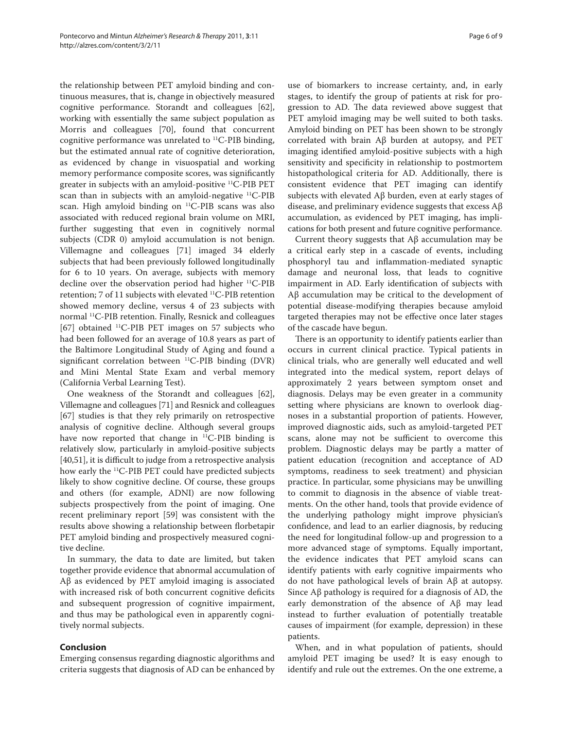the relationship between PET amyloid binding and continuous measures, that is, change in objectively measured cognitive performance. Storandt and colleagues [62], working with essentially the same subject population as Morris and colleagues [70], found that concurrent cognitive performance was unrelated to $^{11}$C-PIB binding, but the estimated annual rate of cognitive deterioration, as evidenced by change in visuospatial and working memory performance composite scores, was significantly greater in subjects with an amyloid-positive $^{11}$C-PIB PET scan than in subjects with an amyloid-negative $^{11}$C-PIB scan. High amyloid binding on $^{11}$C-PIB scans was also associated with reduced regional brain volume on MRI, further suggesting that even in cognitively normal subjects (CDR 0) amyloid accumulation is not benign. Villemagne and colleagues [71] imaged 34 elderly subjects that had been previously followed longitudinally for 6 to 10 years. On average, subjects with memory decline over the observation period had higher $^{11}$C-PIB retention; 7 of 11 subjects with elevated $^{11}$C-PIB retention showed memory decline, versus 4 of 23 subjects with normal $^{11}$C-PIB retention. Finally, Resnick and colleagues [67] obtained $^{11}$C-PIB PET images on 57 subjects who had been followed for an average of 10.8 years as part of the Baltimore Longitudinal Study of Aging and found a significant correlation between $^{11}$C-PIB binding (DVR) and Mini Mental State Exam and verbal memory (California Verbal Learning Test).

One weakness of the Storandt and colleagues [62], Villemagne and colleagues [71] and Resnick and colleagues [67] studies is that they rely primarily on retrospective analysis of cognitive decline. Although several groups have now reported that change in $^{11}$C-PIB binding is relatively slow, particularly in amyloid-positive subjects [40,51], it is difficult to judge from a retrospective analysis how early the $^{11}$C-PIB PET could have predicted subjects likely to show cognitive decline. Of course, these groups and others (for example, ADNI) are now following subjects prospectively from the point of imaging. One recent preliminary report [59] was consistent with the results above showing a relationship between florbetapir PET amyloid binding and prospectively measured cognitive decline.

In summary, the data to date are limited, but taken together provide evidence that abnormal accumulation of Aβ as evidenced by PET amyloid imaging is associated with increased risk of both concurrent cognitive deficits and subsequent progression of cognitive impairment, and thus may be pathological even in apparently cognitively normal subjects.

## Conclusion

Emerging consensus regarding diagnostic algorithms and criteria suggests that diagnosis of AD can be enhanced by use of biomarkers to increase certainty, and, in early stages, to identify the group of patients at risk for progression to AD. The data reviewed above suggest that PET amyloid imaging may be well suited to both tasks. Amyloid binding on PET has been shown to be strongly correlated with brain Aβ burden at autopsy, and PET imaging identified amyloid-positive subjects with a high sensitivity and specificity in relationship to postmortem histopathological criteria for AD. Additionally, there is consistent evidence that PET imaging can identify subjects with elevated Aβ burden, even at early stages of disease, and preliminary evidence suggests that excess Aβ accumulation, as evidenced by PET imaging, has implications for both present and future cognitive performance.

Current theory suggests that Aβ accumulation may be a critical early step in a cascade of events, including phosphoryl tau and inflammation-mediated synaptic damage and neuronal loss, that leads to cognitive impairment in AD. Early identification of subjects with Aβ accumulation may be critical to the development of potential disease-modifying therapies because amyloid targeted therapies may not be effective once later stages of the cascade have begun.

There is an opportunity to identify patients earlier than occurs in current clinical practice. Typical patients in clinical trials, who are generally well educated and well integrated into the medical system, report delays of approximately 2 years between symptom onset and diagnosis. Delays may be even greater in a community setting where physicians are known to overlook diagnoses in a substantial proportion of patients. However, improved diagnostic aids, such as amyloid-targeted PET scans, alone may not be sufficient to overcome this problem. Diagnostic delays may be partly a matter of patient education (recognition and acceptance of AD symptoms, readiness to seek treatment) and physician practice. In particular, some physicians may be unwilling to commit to diagnosis in the absence of viable treatments. On the other hand, tools that provide evidence of the underlying pathology might improve physician's confidence, and lead to an earlier diagnosis, by reducing the need for longitudinal follow-up and progression to a more advanced stage of symptoms. Equally important, the evidence indicates that PET amyloid scans can identify patients with early cognitive impairments who do not have pathological levels of brain Aβ at autopsy. Since Aβ pathology is required for a diagnosis of AD, the early demonstration of the absence of Aβ may lead instead to further evaluation of potentially treatable causes of impairment (for example, depression) in these patients.

When, and in what population of patients, should amyloid PET imaging be used? It is easy enough to identify and rule out the extremes. On the one extreme, a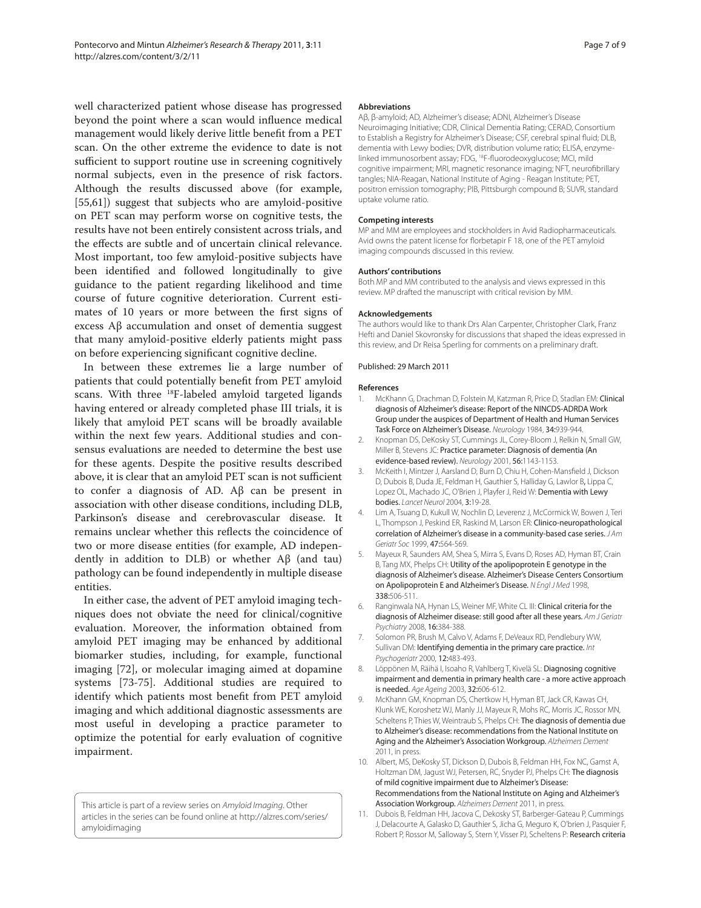well characterized patient whose disease has progressed beyond the point where a scan would influence medical management would likely derive little benefit from a PET scan. On the other extreme the evidence to date is not sufficient to support routine use in screening cognitively normal subjects, even in the presence of risk factors. Although the results discussed above (for example, [55,61]) suggest that subjects who are amyloid-positive on PET scan may perform worse on cognitive tests, the results have not been entirely consistent across trials, and the effects are subtle and of uncertain clinical relevance. Most important, too few amyloid-positive subjects have been identified and followed longitudinally to give guidance to the patient regarding likelihood and time course of future cognitive deterioration. Current estimates of 10 years or more between the first signs of excess Aβ accumulation and onset of dementia suggest that many amyloid-positive elderly patients might pass on before experiencing significant cognitive decline.

In between these extremes lie a large number of patients that could potentially benefit from PET amyloid scans. With three $^{18}$F-labeled amyloid targeted ligands having entered or already completed phase III trials, it is likely that amyloid PET scans will be broadly available within the next few years. Additional studies and consensus evaluations are needed to determine the best use for these agents. Despite the positive results described above, it is clear that an amyloid PET scan is not sufficient to confer a diagnosis of AD. Aβ can be present in association with other disease conditions, including DLB, Parkinson's disease and cerebrovascular disease. It remains unclear whether this reflects the coincidence of two or more disease entities (for example, AD independently in addition to DLB) or whether Aβ (and tau) pathology can be found independently in multiple disease entities.

In either case, the advent of PET amyloid imaging techniques does not obviate the need for clinical/cognitive evaluation. Moreover, the information obtained from amyloid PET imaging may be enhanced by additional biomarker studies, including, for example, functional imaging [72], or molecular imaging aimed at dopamine systems [73-75]. Additional studies are required to identify which patients most benefit from PET amyloid imaging and which additional diagnostic assessments are most useful in developing a practice parameter to optimize the potential for early evaluation of cognitive impairment.

This article is part of a review series on *Amyloid Imaging*. Other articles in the series can be found online at http://alzres.com/series/amyloidimaging

#### Abbreviations

Aβ, β-amyloid; AD, Alzheimer's disease; ADNI, Alzheimer's Disease Neuroimaging Initiative; CDR, Clinical Dementia Rating; CERAD, Consortium to Establish a Registry for Alzheimer's Disease; CSF, cerebral spinal fluid; DLB, dementia with Lewy bodies; DVR, distribution volume ratio; ELISA, enzyme-linked immunosorbent assay; FDG, $^{18}$F-fluorodeoxyglucose; MCI, mild cognitive impairment; MRI, magnetic resonance imaging; NFT, neurofibrillary tangles; NIA-Reagan, National Institute of Aging - Reagan Institute; PET, positron emission tomography; PIB, Pittsburgh compound B; SUVR, standard uptake volume ratio.

#### Competing interests

MP and MM are employees and stockholders in Avid Radiopharmaceuticals. Avid owns the patent license for florbetapir F 18, one of the PET amyloid imaging compounds discussed in this review.

#### Authors' contributions

Both MP and MM contributed to the analysis and views expressed in this review. MP drafted the manuscript with critical revision by MM.

#### Acknowledgements

The authors would like to thank Drs Alan Carpenter, Christopher Clark, Franz Hefti and Daniel Skovronsky for discussions that shaped the ideas expressed in this review, and Dr Reisa Sperling for comments on a preliminary draft.

Published: 29 March 2011

#### References

1. McKhann G, Drachman D, Folstein M, Katzman R, Price D, Stadlan EM: **Clinical diagnosis of Alzheimer's disease: Report of the NINCDS-ADRDA Work Group under the auspices of Department of Health and Human Services Task Force on Alzheimer's Disease.** *Neurology* 1984, **34:**939-944.
2. Knopman DS, DeKosky ST, Cummings JL, Corey-Bloom J, Relkin N, Small GW, Miller B, Stevens JC: **Practice parameter: Diagnosis of dementia (An evidence-based review).** *Neurology* 2001, **56:**1143-1153.
3. McKeith I, Mintzer J, Aarsland D, Burn D, Chiu H, Cohen-Mansfield J, Dickson D, Dubois B, Duda JE, Feldman H, Gauthier S, Halliday G, Lawlor B, Lippa C, Lopez OL, Machado JC, O'Brien J, Playfer J, Reid W: **Dementia with Lewy bodies.** *Lancet Neurol* 2004, **3:**19-28.
4. Lim A, Tsuang D, Kukull W, Nochlin D, Leverenz J, McCormick W, Bowen J, Teri L, Thompson J, Peskind ER, Raskind M, Larson ER: **Clinico-neuropathological correlation of Alzheimer's disease in a community-based case series.** *J Am Geriatr Soc* 1999, **47:**564-569.
5. Mayeux R, Saunders AM, Shea S, Mirra S, Evans D, Roses AD, Hyman BT, Crain B, Tang MX, Phelps CH: **Utility of the apolipoprotein E genotype in the diagnosis of Alzheimer's disease. Alzheimer's Disease Centers Consortium on Apolipoprotein E and Alzheimer's Disease.** *N Engl J Med* 1998, **338:**506-511.
6. Ranginwala NA, Hynan LS, Weiner MF, White CL III: **Clinical criteria for the diagnosis of Alzheimer disease: still good after all these years.** *Am J Geriatr Psychiatry* 2008, **16:**384-388.
7. Solomon PR, Brush M, Calvo V, Adams F, DeVeaux RD, Pendlebury WW, Sullivan DM: **Identifying dementia in the primary care practice.** *Int Psychogeriatr* 2000, **12:**483-493.
8. Löppönen M, Räihä I, Isoaho R, Vahlberg T, Kivelä SL: **Diagnosing cognitive impairment and dementia in primary health care - a more active approach is needed.** *Age Ageing* 2003, **32:**606-612.
9. McKhann GM, Knopman DS, Chertkow H, Hyman BT, Jack CR, Kawas CH, Klunk WE, Koroshetz WJ, Manly JJ, Mayeux R, Mohs RC, Morris JC, Rossor MN, Scheltens P, Thies W, Weintraub S, Phelps CH: **The diagnosis of dementia due to Alzheimer's disease: recommendations from the National Institute on Aging and the Alzheimer's Association Workgroup.** *Alzheimers Dement* 2011, in press.
10. Albert, MS, DeKosky ST, Dickson D, Dubois B, Feldman HH, Fox NC, Gamst A, Holtzman DM, Jagust WJ, Petersen, RC, Snyder PJ, Phelps CH: **The diagnosis of mild cognitive impairment due to Alzheimer's Disease: Recommendations from the National Institute on Aging and Alzheimer's Association Workgroup.** *Alzheimers Dement* 2011, in press.
11. Dubois B, Feldman HH, Jacova C, Dekosky ST, Barberger-Gateau P, Cummings J, Delacourte A, Galasko D, Gauthier S, Jicha G, Meguro K, O'brien J, Pasquier F, Robert P, Rossor M, Salloway S, Stern Y, Visser PJ, Scheltens P: **Research criteria**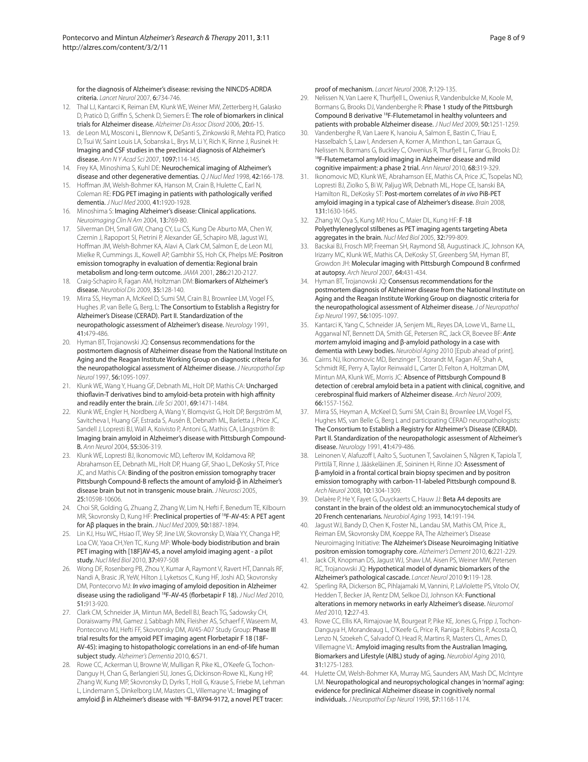for the diagnosis of Alzheimer's disease: revising the NINCDS-ADRDA criteria. *Lancet Neurol* 2007, **6:**734-746.

12. Thal LJ, Kantarci K, Reiman EM, Klunk WE, Weiner MW, Zetterberg H, Galasko D, Praticò D, Griffin S, Schenk D, Siemers E: **The role of biomarkers in clinical trials for Alzheimer disease.** *Alzheimer Dis Assoc Disord* 2006, **20:**6-15.
13. de Leon MJ, Mosconi L, Blennow K, DeSanti S, Zinkowski R, Mehta PD, Pratico D, Tsui W, Saint Louis LA, Sobanska L, Brys M, Li Y, Rich K, Rinne J, Rusinek H: **Imaging and CSF studies in the preclinical diagnosis of Alzheimer's disease.** *Ann N Y Acad Sci* 2007, **1097:**114-145.
14. Frey KA, Minoshima S, Kuhl DE: **Neurochemical imaging of Alzheimer's disease and other degenerative dementias.** *Q J Nucl Med* 1998, **42:**166-178.
15. Hoffman JM, Welsh-Bohmer KA, Hanson M, Crain B, Hulette C, Earl N, Coleman RE: **FDG PET imaging in patients with pathologically verified dementia.** *J Nucl Med* 2000, **41:**1920-1928.
16. Minoshima S: **Imaging Alzheimer's disease: Clinical applications.** *Neuroimaging Clin N Am* 2004, **13:**769-80.
17. Silverman DH, Small GW, Chang CY, Lu CS, Kung De Aburto MA, Chen W, Czernin J, Rapoport SI, Pietrini P, Alexander GE, Schapiro MB, Jagust WJ, Hoffman JM, Welsh-Bohmer KA, Alavi A, Clark CM, Salmon E, de Leon MJ, Mielke R, Cummings JL, Kowell AP, Gambhir SS, Hoh CK, Phelps ME: **Positron emission tomography in evaluation of dementia: Regional brain metabolism and long-term outcome.** *JAMA* 2001, **286:**2120-2127.
18. Craig-Schapiro R, Fagan AM, Holtzman DM: **Biomarkers of Alzheimer's disease.** *Neurobiol Dis* 2009, **35:**128-140.
19. Mirra SS, Heyman A, McKeel D, Sumi SM, Crain BJ, Brownlee LM, Vogel FS, Hughes JP, van Belle G, Berg, L: **The Consortium to Establish a Registry for Alzheimer's Disease (CERAD). Part II. Standardization of the neuropathologic assessment of Alzheimer's disease.** *Neurology* 1991, **41:**479-486.
20. Hyman BT, Trojanowski JQ: **Consensus recommendations for the postmortem diagnosis of Alzheimer disease from the National Institute on Aging and the Reagan Institute Working Group on diagnostic criteria for the neuropathological assessment of Alzheimer disease.** *J Neuropathol Exp Neurol* 1997, **56:**1095-1097.
21. Klunk WE, Wang Y, Huang GF, Debnath ML, Holt DP, Mathis CA: **Uncharged thioflavin-T derivatives bind to amyloid-beta protein with high affinity and readily enter the brain.** *Life Sci* 2001, **69:**1471-1484.
22. Klunk WE, Engler H, Nordberg A, Wang Y, Blomqvist G, Holt DP, Bergström M, Savitcheva I, Huang GF, Estrada S, Ausén B, Debnath ML, Barletta J, Price JC, Sandell J, Lopresti BJ, Wall A, Koivisto P, Antoni G, Mathis CA, Långström B: **Imaging brain amyloid in Alzheimer's disease with Pittsburgh Compound-B.** *Ann Neurol* 2004, **55:**306-319.
23. Klunk WE, Lopresti BJ, Ikonomovic MD, Lefterov IM, Koldamova RP, Abrahamson EE, Debnath ML, Holt DP, Huang GF, Shao L, DeKosky ST, Price JC, and Mathis CA: **Binding of the positron emission tomography tracer Pittsburgh Compound-B reflects the amount of amyloid-β in Alzheimer's disease brain but not in transgenic mouse brain.** *J Neurosci* 2005, **25:**10598-10606.
24. Choi SR, Golding G, Zhuang Z, Zhang W, Lim N, Hefti F, Benedum TE, Kilbourn MR, Skovronsky D, Kung HF: **Preclinical properties of [18]F-AV-45: A PET agent for Aβ plaques in the brain.** *J Nucl Med* 2009, **50:**1887-1894.
25. Lin KJ, Hsu WC, Hsiao IT, Wey SP, Jine LW, Skovronsky D, Waia YY, Changa HP, Loa CW, Yaoa CH,Yen TC, Kung MP: **Whole-body biodistribution and brain PET imaging with [18F]AV-45, a novel amyloid imaging agent - a pilot study.** *Nucl Med Biol* 2010, **37:**497-508
26. Wong DF, Rosenberg PB, Zhou Y, Kumar A, Raymont V, Ravert HT, Dannals RF, Nandi A, Brasic JR, YeW, Hilton J, Lyketsos C, Kung HF, Joshi AD, Skovronsky DM, Pontecorvo MJ: ***In vivo* imaging of amyloid deposition in Alzheimer disease using the radioligand [18]F-AV-45 (florbetapir F 18).** *J Nucl Med* 2010, **51:**913-920.
27. Clark CM, Schneider JA, Mintun MA, Bedell BJ, Beach TG, Sadowsky CH, Doraiswamy PM, Gamez J, Sabbagh MN, Fleisher AS, Schaerf F, Waseem M, Pontecorvo MJ, Hefti FF, Skovronsky DM, AV45-A07 Study Group: **Phase III trial results for the amyoid PET imaging agent Florbetapir F 18 (18F-AV-45): imaging to histopathologic correlations in an end-of-life human subject study.** *Alzheimer's Dementia* 2010, **6:**S71.
28. Rowe CC, Ackerman U, Browne W, Mulligan R, Pike KL, O'Keefe G, Tochon-Danguy H, Chan G, Berlangieri SU, Jones G, Dickinson-Rowe KL, Kung HP, Zhang W, Kung MP, Skovronsky D, Dyrks T, Holl G, Krause S, Friebe M, Lehman L, Lindemann S, Dinkelborg LM, Masters CL, Villemagne VL: **Imaging of amyloid β in Alzheimer's disease with [18]F-BAY94-9172, a novel PET tracer: proof of mechanism.** *Lancet Neurol* 2008, **7:**129-135.
29. Nelissen N, Van Laere K, Thurfjell L, Owenius R, Vandenbulcke M, Koole M, Bormans G, Brooks DJ, Vandenberghe R: **Phase 1 study of the Pittsburgh Compound B derivative [18]F-Flutemetamol in healthy volunteers and patients with probable Alzheimer disease.** *J Nucl Med* 2009, **50:**1251-1259.
30. Vandenberghe R, Van Laere K, Ivanoiu A, Salmon E, Bastin C, Triau E, Hasselbalch S, Law I, Andersen A, Korner A, Minthon L, tan Garraux G, Nelissen N, Bormans G, Buckley C, Owenius R, Thurfjell L, Farrar G, Brooks DJ: **[18]F-Flutemetamol amyloid imaging in Alzheimer disease and mild cognitive impairment: a phase 2 trial.** *Ann Neurol* 2010, **68:**319-329.
31. Ikonomovic MD, Klunk WE, Abrahamson EE, Mathis CA, Price JC, Tsopelas ND, Lopresti BJ, Ziolko S, Bi W, Paljug WR, Debnath ML, Hope CE, Isanski BA, Hamilton RL, DeKosky ST: **Post-mortem correlates of *in vivo* PiB-PET amyloid imaging in a typical case of Alzheimer's disease.** *Brain* 2008, **131:**1630-1645.
32. Zhang W, Oya S, Kung MP, Hou C, Maier DL, Kung HF: **F-18 Polyethyleneglycol stilbenes as PET imaging agents targeting Abeta aggregates in the brain.** *Nucl Med Biol* 2005, **32:**799-809.
33. Bacskai BJ, Frosch MP, Freeman SH, Raymond SB, Augustinack JC, Johnson KA, Irizarry MC, Klunk WE, Mathis CA, DeKosky ST, Greenberg SM, Hyman BT, Growdon JH: **Molecular imaging with Pittsburgh Compound B confirmed at autopsy.** *Arch Neurol* 2007, **64:**431-434.
34. Hyman BT, Trojanowski JQ: **Consensus recommendations for the postmortem diagnosis of Alzheimer disease from the National Institute on Aging and the Reagan Institute Working Group on diagnostic criteria for the neuropathological assessment of Alzheimer disease.** *J of Neuropathol Exp Neurol* 1997, **56:**1095-1097.
35. Kantarci K, Yang C, Schneider JA, Senjem ML, Reyes DA, Lowe VL, Barne LL, Aggarwal NT, Bennett DA, Smith GE, Petersen RC, Jack CR, Boevee BF: ***Ante mortem* amyloid imaging and β-amyloid pathology in a case with dementia with Lewy bodies.** *Neurobiol Aging* 2010 [Epub ahead of print].
36. Cairns NJ, Ikonomovic MD, Benzinger T, Storandt M, Fagan AF, Shah A, Schmidt RE, Perry A, Taylor Reinwald L, Carter D, Felton A, Holtzman DM, Mintun MA, Klunk WE, Morris JC: **Absence of Pittsburgh Compound B detection of cerebral amyloid beta in a patient with clinical, cognitive, and cerebrospinal fluid markers of Alzheimer disease.** *Arch Neurol* 2009, **66:**1557-1562.
37. Mirra SS, Heyman A, McKeel D, Sumi SM, Crain BJ, Brownlee LM, Vogel FS, Hughes MS, van Belle G, Berg L and participating CERAD neuropathologists: **The Consortium to Establish a Registry for Alzheimer's Disease (CERAD). Part II. Standardization of the neuropathologic assessment of Alzheimer's disease.** *Neurology* 1991, **41:**479-486.
38. Leinonen V, Alafuzoff I, Aalto S, Suotunen T, Savolainen S, Någren K, Tapiola T, Pirttilä T, Rinne J, Jääskeläinen JE, Soininen H, Rinne JO: **Assessment of β-amyloid in a frontal cortical brain biopsy specimen and by positron emission tomography with carbon-11-labeled Pittsburgh compound B.** *Arch Neurol* 2008, **10:**1304-1309.
39. Delaère P, He Y, Fayet G, Duyckaerts C, Hauw JJ: **Beta A4 deposits are constant in the brain of the oldest old: an immunocytochemical study of 20 French centenarians.** *Neurobiol Aging* 1993, **14:**191-194.
40. Jagust WJ, Bandy D, Chen K, Foster NL, Landau SM, Mathis CM, Price JL, Reiman EM, Skovronsky DM, Koeppe RA, The Alzheimer's Disease Neuroimaging Initiative: **The Alzheimer's Disease Neuroimaging Initiative positron emission tomography core.** *Alzheimer's Dement* 2010, **6:**221-229.
41. Jack CR, Knopman DS, Jagust WJ, Shaw LM, Aisen PS, Weiner MW, Petersen RC, Trojanowski JQ: **Hypothetical model of dynamic biomarkers of the Alzheimer's pathological cascade.** *Lancet Neurol* 2010 **9:**119-128.
42. Sperling RA, Dickerson BC, Pihlajamaki M, Vannini, P, LaViolette PS, Vitolo OV, Hedden T, Becker JA, Rentz DM, Selkoe DJ, Johnson KA: **Functional alterations in memory networks in early Alzheimer's disease.** *Neuromol Med* 2010, **12:**27-43.
43. Rowe CC, Ellis KA, Rimajovae M, Bourgeat P, Pike KE, Jones G, Fripp J, Tochon-Danguya H, Morandeaug L, O'Keefe G, Price R, Raniga P, Robins P, Acosta O, Lenzo N, Szoekeh C, Salvadof O, Head R, Martins R, Masters CL, Ames D, Villemagne VL: **Amyloid imaging results from the Australian Imaging, Biomarkers and Lifestyle (AIBL) study of aging.** *Neurobiol Aging* 2010, **31:**1275-1283.
44. Hulette CM, Welsh-Bohmer KA, Murray MG, Saunders AM, Mash DC, McIntyre LM. **Neuropathological and neuropsychological changes in 'normal' aging: evidence for preclinical Alzheimer disease in cognitively normal individuals.** *J Neuropathol Exp Neurol* 1998, **57:**1168-1174.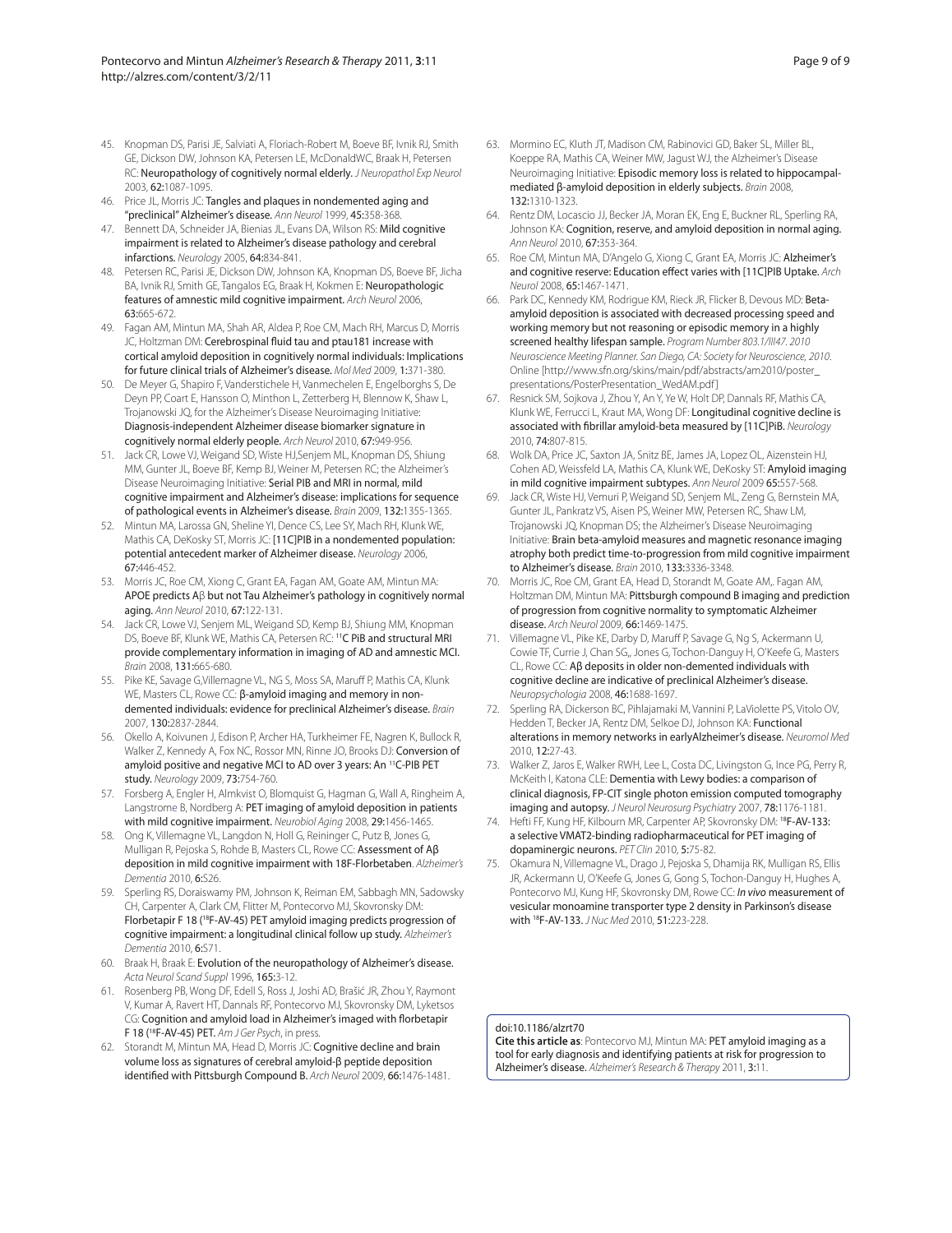45. Knopman DS, Parisi JE, Salviati A, Floriach-Robert M, Boeve BF, Ivnik RJ, Smith GE, Dickson DW, Johnson KA, Petersen LE, McDonaldWC, Braak H, Petersen RC: **Neuropathology of cognitively normal elderly.** *J Neuropathol Exp Neurol* 2003, **62:**1087-1095.
46. Price JL, Morris JC: **Tangles and plaques in nondemented aging and "preclinical" Alzheimer's disease.** *Ann Neurol* 1999, **45:**358-368.
47. Bennett DA, Schneider JA, Bienias JL, Evans DA, Wilson RS: **Mild cognitive impairment is related to Alzheimer's disease pathology and cerebral infarctions.** *Neurology* 2005, **64:**834-841.
48. Petersen RC, Parisi JE, Dickson DW, Johnson KA, Knopman DS, Boeve BF, Jicha BA, Ivnik RJ, Smith GE, Tangalos EG, Braak H, Kokmen E: **Neuropathologic features of amnestic mild cognitive impairment.** *Arch Neurol* 2006, **63:**665-672.
49. Fagan AM, Mintun MA, Shah AR, Aldea P, Roe CM, Mach RH, Marcus D, Morris JC, Holtzman DM: **Cerebrospinal fluid tau and ptau181 increase with cortical amyloid deposition in cognitively normal individuals: Implications for future clinical trials of Alzheimer's disease.** *Mol Med* 2009, **1:**371-380.
50. De Meyer G, Shapiro F, Vanderstichele H, Vanmechelen E, Engelborghs S, De Deyn PP, Coart E, Hansson O, Minthon L, Zetterberg H, Blennow K, Shaw L, Trojanowski JQ, for the Alzheimer's Disease Neuroimaging Initiative: **Diagnosis-independent Alzheimer disease biomarker signature in cognitively normal elderly people.** *Arch Neurol* 2010, **67:**949-956.
51. Jack CR, Lowe VJ, Weigand SD, Wiste HJ,Senjem ML, Knopman DS, Shiung MM, Gunter JL, Boeve BF, Kemp BJ, Weiner M, Petersen RC; the Alzheimer's Disease Neuroimaging Initiative: **Serial PIB and MRI in normal, mild cognitive impairment and Alzheimer's disease: implications for sequence of pathological events in Alzheimer's disease.** *Brain* 2009, **132:**1355-1365.
52. Mintun MA, Larossa GN, Sheline YI, Dence CS, Lee SY, Mach RH, Klunk WE, Mathis CA, DeKosky ST, Morris JC: **[11C]PIB in a nondemented population: potential antecedent marker of Alzheimer disease.** *Neurology* 2006, **67:**446-452.
53. Morris JC, Roe CM, Xiong C, Grant EA, Fagan AM, Goate AM, Mintun MA: **APOE predicts Aβ but not Tau Alzheimer's pathology in cognitively normal aging.** *Ann Neurol* 2010, **67:**122-131.
54. Jack CR, Lowe VJ, Senjem ML, Weigand SD, Kemp BJ, Shiung MM, Knopman DS, Boeve BF, Klunk WE, Mathis CA, Petersen RC: **$^{11}$C PiB and structural MRI provide complementary information in imaging of AD and amnestic MCI.** *Brain* 2008, **131:**665-680.
55. Pike KE, Savage G,Villemagne VL, NG S, Moss SA, Maruff P, Mathis CA, Klunk WE, Masters CL, Rowe CC: **β-amyloid imaging and memory in non-demented individuals: evidence for preclinical Alzheimer's disease.** *Brain* 2007, **130:**2837-2844.
56. Okello A, Koivunen J, Edison P, Archer HA, Turkheimer FE, Nagren K, Bullock R, Walker Z, Kennedy A, Fox NC, Rossor MN, Rinne JO, Brooks DJ: **Conversion of amyloid positive and negative MCI to AD over 3 years: An $^{11}$C-PIB PET study.** *Neurology* 2009, **73:**754-760.
57. Forsberg A, Engler H, Almkvist O, Blomquist G, Hagman G, Wall A, Ringheim A, Langstrome B, Nordberg A: **PET imaging of amyloid deposition in patients with mild cognitive impairment.** *Neurobiol Aging* 2008, **29:**1456-1465.
58. Ong K, Villemagne VL, Langdon N, Holl G, Reininger C, Putz B, Jones G, Mulligan R, Pejoska S, Rohde B, Masters CL, Rowe CC: **Assessment of Aβ deposition in mild cognitive impairment with 18F-Florbetaben.** *Alzheimer's Dementia* 2010, **6:**S26.
59. Sperling RS, Doraiswamy PM, Johnson K, Reiman EM, Sabbagh MN, Sadowsky CH, Carpenter A, Clark CM, Flitter M, Pontecorvo MJ, Skovronsky DM: **Florbetapir F 18 ($^{18}$F-AV-45) PET amyloid imaging predicts progression of cognitive impairment: a longitudinal clinical follow up study.** *Alzheimer's Dementia* 2010, **6:**S71.
60. Braak H, Braak E: **Evolution of the neuropathology of Alzheimer's disease.** *Acta Neurol Scand Suppl* 1996, **165:**3-12.
61. Rosenberg PB, Wong DF, Edell S, Ross J, Joshi AD, Brašić JR, Zhou Y, Raymont V, Kumar A, Ravert HT, Dannals RF, Pontecorvo MJ, Skovronsky DM, Lyketsos CG: **Cognition and amyloid load in Alzheimer's imaged with florbetapir F 18 ($^{18}$F-AV-45) PET.** *Am J Ger Psych*, in press.
62. Storandt M, Mintun MA, Head D, Morris JC: **Cognitive decline and brain volume loss as signatures of cerebral amyloid-β peptide deposition identified with Pittsburgh Compound B.** *Arch Neurol* 2009, **66:**1476-1481.
63. Mormino EC, Kluth JT, Madison CM, Rabinovici GD, Baker SL, Miller BL, Koeppe RA, Mathis CA, Weiner MW, Jagust WJ, the Alzheimer's Disease Neuroimaging Initiative: **Episodic memory loss is related to hippocampal-mediated β-amyloid deposition in elderly subjects.** *Brain* 2008, **132:**1310-1323.
64. Rentz DM, Locascio JJ, Becker JA, Moran EK, Eng E, Buckner RL, Sperling RA, Johnson KA: **Cognition, reserve, and amyloid deposition in normal aging.** *Ann Neurol* 2010, **67:**353-364.
65. Roe CM, Mintun MA, D'Angelo G, Xiong C, Grant EA, Morris JC: **Alzheimer's and cognitive reserve: Education effect varies with [11C]PIB Uptake.** *Arch Neurol* 2008, **65:**1467-1471.
66. Park DC, Kennedy KM, Rodrigue KM, Rieck JR, Flicker B, Devous MD: **Beta-amyloid deposition is associated with decreased processing speed and working memory but not reasoning or episodic memory in a highly screened healthy lifespan sample.** *Program Number 803.1/III47. 2010 Neuroscience Meeting Planner. San Diego, CA: Society for Neuroscience, 2010*. Online [http://www.sfn.org/skins/main/pdf/abstracts/am2010/poster_presentations/PosterPresentation_WedAM.pdf]
67. Resnick SM, Sojkova J, Zhou Y, An Y, Ye W, Holt DP, Dannals RF, Mathis CA, Klunk WE, Ferrucci L, Kraut MA, Wong DF: **Longitudinal cognitive decline is associated with fibrillar amyloid-beta measured by [11C]PiB.** *Neurology* 2010, **74:**807-815.
68. Wolk DA, Price JC, Saxton JA, Snitz BE, James JA, Lopez OL, Aizenstein HJ, Cohen AD, Weissfeld LA, Mathis CA, Klunk WE, DeKosky ST: **Amyloid imaging in mild cognitive impairment subtypes.** *Ann Neurol* 2009 **65:**557-568.
69. Jack CR, Wiste HJ, Vemuri P, Weigand SD, Senjem ML, Zeng G, Bernstein MA, Gunter JL, Pankratz VS, Aisen PS, Weiner MW, Petersen RC, Shaw LM, Trojanowski JQ, Knopman DS; the Alzheimer's Disease Neuroimaging Initiative: **Brain beta-amyloid measures and magnetic resonance imaging atrophy both predict time-to-progression from mild cognitive impairment to Alzheimer's disease.** *Brain* 2010, **133:**3336-3348.
70. Morris JC, Roe CM, Grant EA, Head D, Storandt M, Goate AM,. Fagan AM, Holtzman DM, Mintun MA: **Pittsburgh compound B imaging and prediction of progression from cognitive normality to symptomatic Alzheimer disease.** *Arch Neurol* 2009, **66:**1469-1475.
71. Villemagne VL, Pike KE, Darby D, Maruff P, Savage G, Ng S, Ackermann U, Cowie TF, Currie J, Chan SG,, Jones G, Tochon-Danguy H, O'Keefe G, Masters CL, Rowe CC: **Aβ deposits in older non-demented individuals with cognitive decline are indicative of preclinical Alzheimer's disease.** *Neuropsychologia* 2008, **46:**1688-1697.
72. Sperling RA, Dickerson BC, Pihlajamaki M, Vannini P, LaViolette PS, Vitolo OV, Hedden T, Becker JA, Rentz DM, Selkoe DJ, Johnson KA: **Functional alterations in memory networks in earlyAlzheimer's disease.** *Neuromol Med* 2010, **12:**27-43.
73. Walker Z, Jaros E, Walker RWH, Lee L, Costa DC, Livingston G, Ince PG, Perry R, McKeith I, Katona CLE: **Dementia with Lewy bodies: a comparison of clinical diagnosis, FP-CIT single photon emission computed tomography imaging and autopsy.** *J Neurol Neurosurg Psychiatry* 2007, **78:**1176-1181.
74. Hefti FF, Kung HF, Kilbourn MR, Carpenter AP, Skovronsky DM: **$^{18}$F-AV-133: a selective VMAT2-binding radiopharmaceutical for PET imaging of dopaminergic neurons.** *PET Clin* 2010, **5:**75-82.
75. Okamura N, Villemagne VL, Drago J, Pejoska S, Dhamija RK, Mulligan RS, Ellis JR, Ackermann U, O'Keefe G, Jones G, Gong S, Tochon-Danguy H, Hughes A, Pontecorvo MJ, Kung HF, Skovronsky DM, Rowe CC: ***In vivo* measurement of vesicular monoamine transporter type 2 density in Parkinson's disease with $^{18}$F-AV-133.** *J Nuc Med* 2010, **51:**223-228.

doi:10.1186/alzrt70

**Cite this article as**: Pontecorvo MJ, Mintun MA: **PET amyloid imaging as a tool for early diagnosis and identifying patients at risk for progression to Alzheimer's disease.** *Alzheimer's Research & Therapy* 2011, **3:**11.